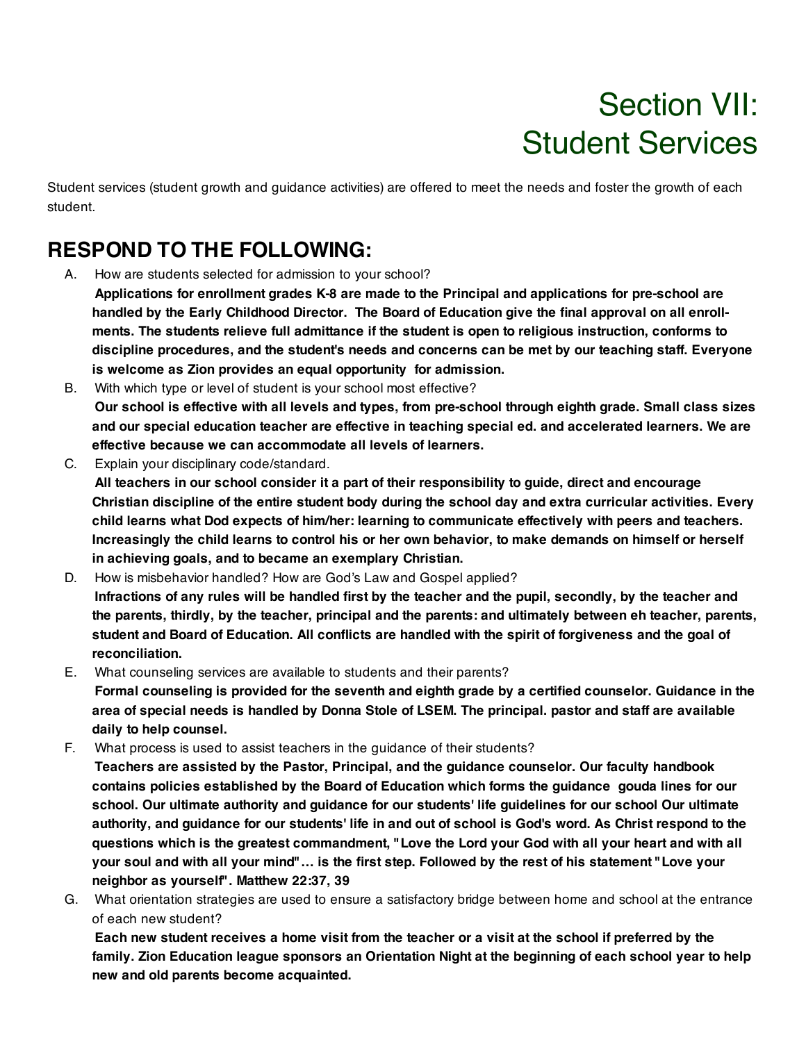# Section VII: Student Services

Student services (student growth and guidance activities) are offered to meet the needs and foster the growth of each student.

## RESPOND TO THE FOLLOWING:

A. How are students selected for admission to your school?
**Applications for enrollment grades K-8 are made to the Principal and applications for pre-school are handled by the Early Childhood Director. The Board of Education give the final approval on all enroll-ments. The students relieve full admittance if the student is open to religious instruction, conforms to discipline procedures, and the student's needs and concerns can be met by our teaching staff. Everyone is welcome as Zion provides an equal opportunity for admission.**

B. With which type or level of student is your school most effective?
**Our school is effective with all levels and types, from pre-school through eighth grade. Small class sizes and our special education teacher are effective in teaching special ed. and accelerated learners. We are effective because we can accommodate all levels of learners.**

C. Explain your disciplinary code/standard.
**All teachers in our school consider it a part of their responsibility to guide, direct and encourage Christian discipline of the entire student body during the school day and extra curricular activities. Every child learns what Dod expects of him/her: learning to communicate effectively with peers and teachers. Increasingly the child learns to control his or her own behavior, to make demands on himself or herself in achieving goals, and to became an exemplary Christian.**

D. How is misbehavior handled? How are God's Law and Gospel applied?
**Infractions of any rules will be handled first by the teacher and the pupil, secondly, by the teacher and the parents, thirdly, by the teacher, principal and the parents: and ultimately between eh teacher, parents, student and Board of Education. All conflicts are handled with the spirit of forgiveness and the goal of reconciliation.**

E. What counseling services are available to students and their parents?
**Formal counseling is provided for the seventh and eighth grade by a certified counselor. Guidance in the area of special needs is handled by Donna Stole of LSEM. The principal. pastor and staff are available daily to help counsel.**

F. What process is used to assist teachers in the guidance of their students?
**Teachers are assisted by the Pastor, Principal, and the guidance counselor. Our faculty handbook contains policies established by the Board of Education which forms the guidance gouda lines for our school. Our ultimate authority and guidance for our students' life guidelines for our school Our ultimate authority, and guidance for our students' life in and out of school is God's word. As Christ respond to the questions which is the greatest commandment, "Love the Lord your God with all your heart and with all your soul and with all your mind"… is the first step. Followed by the rest of his statement "Love your neighbor as yourself". Matthew 22:37, 39**

G. What orientation strategies are used to ensure a satisfactory bridge between home and school at the entrance of each new student?
**Each new student receives a home visit from the teacher or a visit at the school if preferred by the family. Zion Education league sponsors an Orientation Night at the beginning of each school year to help new and old parents become acquainted.**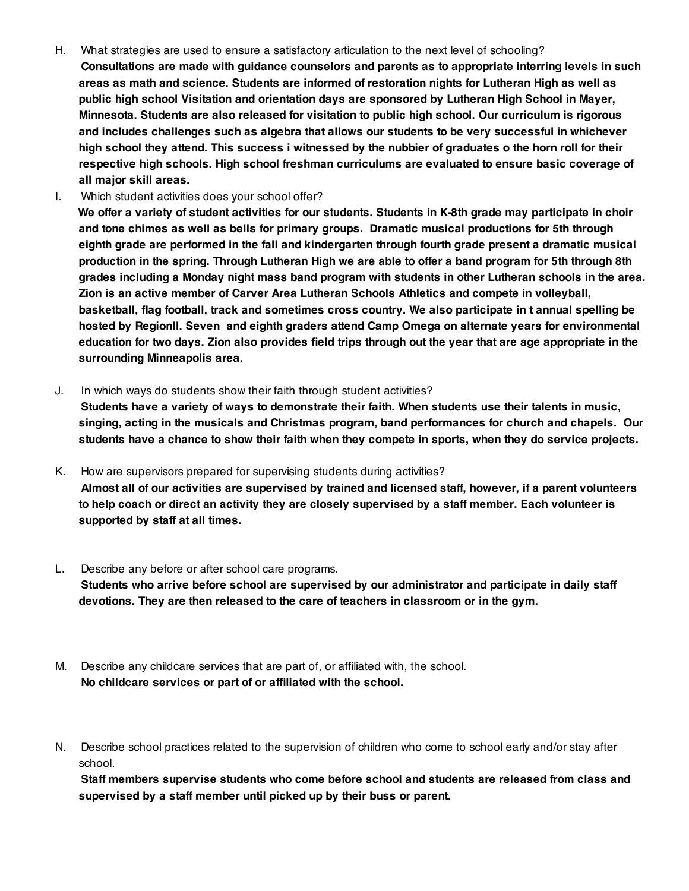H. What strategies are used to ensure a satisfactory articulation to the next level of schooling?

**Consultations are made with guidance counselors and parents as to appropriate interring levels in such areas as math and science. Students are informed of restoration nights for Lutheran High as well as public high school Visitation and orientation days are sponsored by Lutheran High School in Mayer, Minnesota. Students are also released for visitation to public high school. Our curriculum is rigorous and includes challenges such as algebra that allows our students to be very successful in whichever high school they attend. This success i witnessed by the nubbier of graduates o the horn roll for their respective high schools. High school freshman curriculums are evaluated to ensure basic coverage of all major skill areas.**

I. Which student activities does your school offer?

**We offer a variety of student activities for our students. Students in K-8th grade may participate in choir and tone chimes as well as bells for primary groups. Dramatic musical productions for 5th through eighth grade are performed in the fall and kindergarten through fourth grade present a dramatic musical production in the spring. Through Lutheran High we are able to offer a band program for 5th through 8th grades including a Monday night mass band program with students in other Lutheran schools in the area. Zion is an active member of Carver Area Lutheran Schools Athletics and compete in volleyball, basketball, flag football, track and sometimes cross country. We also participate in t annual spelling be hosted by RegionII. Seven and eighth graders attend Camp Omega on alternate years for environmental education for two days. Zion also provides field trips through out the year that are age appropriate in the surrounding Minneapolis area.**

J. In which ways do students show their faith through student activities?

**Students have a variety of ways to demonstrate their faith. When students use their talents in music, singing, acting in the musicals and Christmas program, band performances for church and chapels. Our students have a chance to show their faith when they compete in sports, when they do service projects.**

K. How are supervisors prepared for supervising students during activities?

**Almost all of our activities are supervised by trained and licensed staff, however, if a parent volunteers to help coach or direct an activity they are closely supervised by a staff member. Each volunteer is supported by staff at all times.**

L. Describe any before or after school care programs.

**Students who arrive before school are supervised by our administrator and participate in daily staff devotions. They are then released to the care of teachers in classroom or in the gym.**

M. Describe any childcare services that are part of, or affiliated with, the school.

**No childcare services or part of or affiliated with the school.**

N. Describe school practices related to the supervision of children who come to school early and/or stay after school.

**Staff members supervise students who come before school and students are released from class and supervised by a staff member until picked up by their buss or parent.**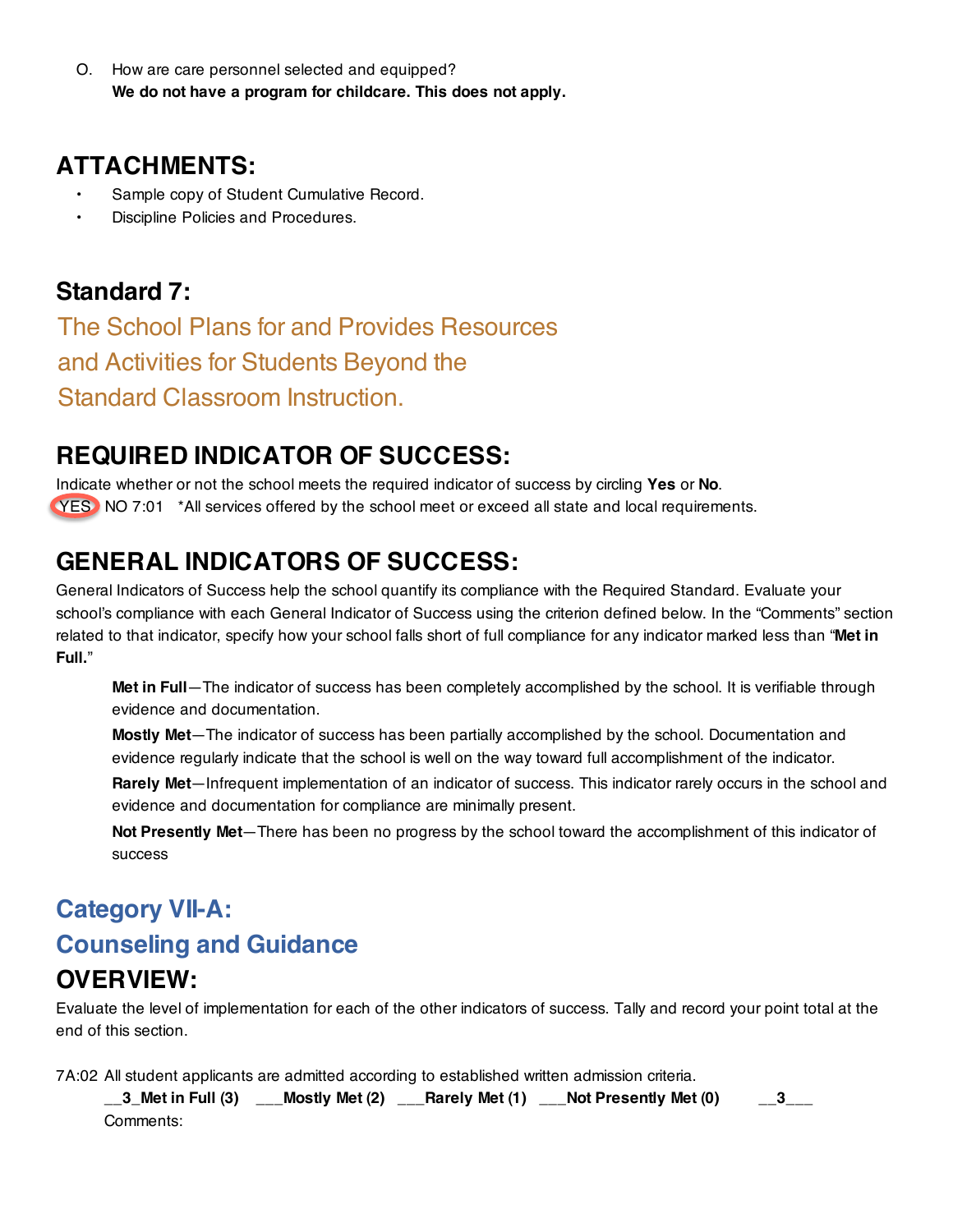O. How are care personnel selected and equipped?
**We do not have a program for childcare. This does not apply.**

## ATTACHMENTS:

- Sample copy of Student Cumulative Record.
- Discipline Policies and Procedures.

## Standard 7:

## The School Plans for and Provides Resources and Activities for Students Beyond the Standard Classroom Instruction.

## REQUIRED INDICATOR OF SUCCESS:

Indicate whether or not the school meets the required indicator of success by circling **Yes** or **No**.

(YES) NO 7:01 *All services offered by the school meet or exceed all state and local requirements.

## GENERAL INDICATORS OF SUCCESS:

General Indicators of Success help the school quantify its compliance with the Required Standard. Evaluate your school's compliance with each General Indicator of Success using the criterion defined below. In the "Comments" section related to that indicator, specify how your school falls short of full compliance for any indicator marked less than "**Met in Full.**"

**Met in Full**—The indicator of success has been completely accomplished by the school. It is verifiable through evidence and documentation.

**Mostly Met**—The indicator of success has been partially accomplished by the school. Documentation and evidence regularly indicate that the school is well on the way toward full accomplishment of the indicator.

**Rarely Met**—Infrequent implementation of an indicator of success. This indicator rarely occurs in the school and evidence and documentation for compliance are minimally present.

**Not Presently Met**—There has been no progress by the school toward the accomplishment of this indicator of success

## Category VII-A:

## Counseling and Guidance

## OVERVIEW:

Evaluate the level of implementation for each of the other indicators of success. Tally and record your point total at the end of this section.

7A:02 All student applicants are admitted according to established written admission criteria.

__3_**Met in Full (3)** ___**Mostly Met (2)** ___**Rarely Met (1)** ___**Not Presently Met (0)** __3___

Comments: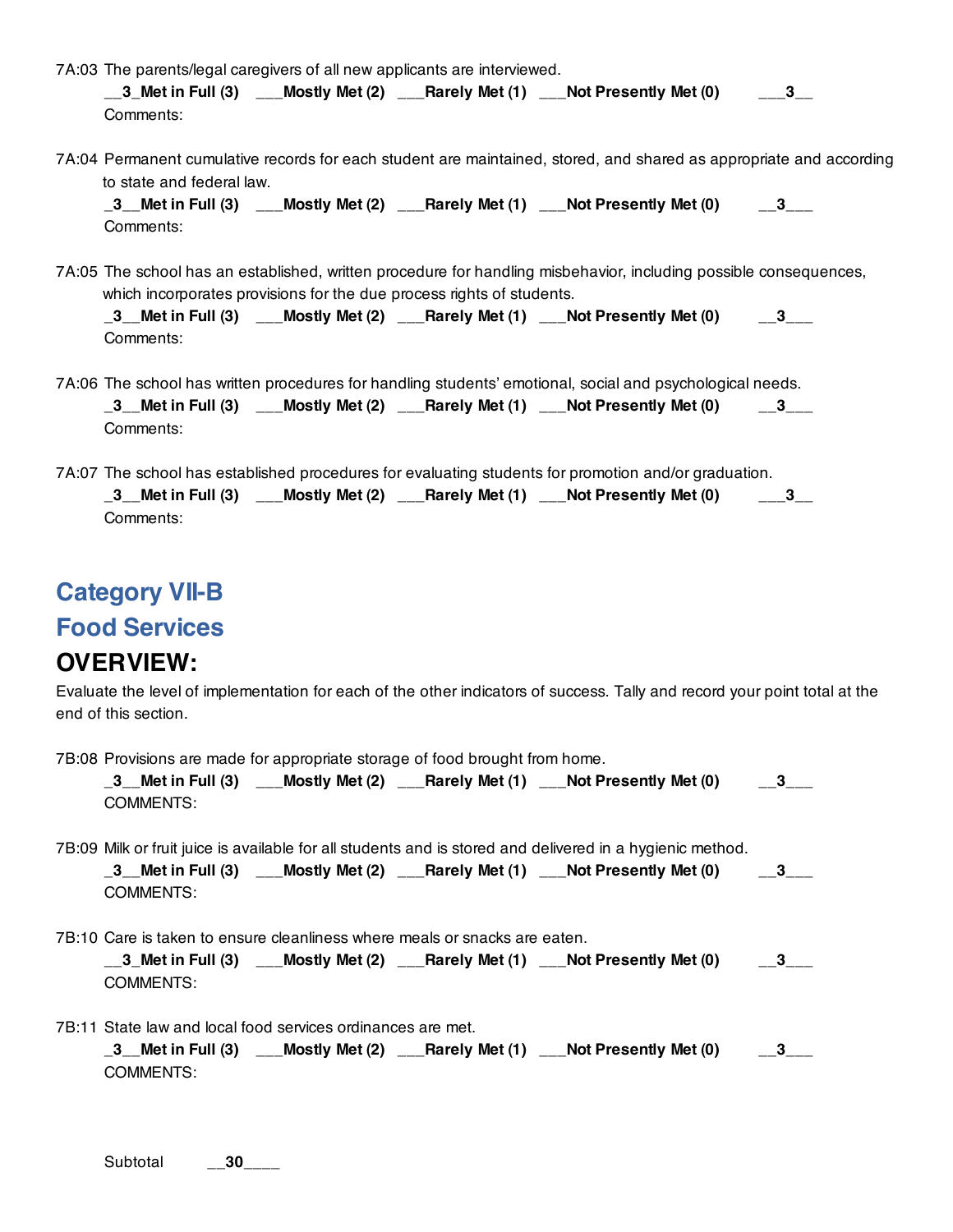7A:03 The parents/legal caregivers of all new applicants are interviewed.

__3_Met in Full (3) ___Mostly Met (2) ___Rarely Met (1) ___Not Presently Met (0) ___3__

Comments:

7A:04 Permanent cumulative records for each student are maintained, stored, and shared as appropriate and according to state and federal law.

_3__Met in Full (3) ___Mostly Met (2) ___Rarely Met (1) ___Not Presently Met (0) __3___

Comments:

7A:05 The school has an established, written procedure for handling misbehavior, including possible consequences, which incorporates provisions for the due process rights of students.

_3__Met in Full (3) ___Mostly Met (2) ___Rarely Met (1) ___Not Presently Met (0) __3___

Comments:

7A:06 The school has written procedures for handling students' emotional, social and psychological needs.

_3__Met in Full (3) ___Mostly Met (2) ___Rarely Met (1) ___Not Presently Met (0) __3___

Comments:

7A:07 The school has established procedures for evaluating students for promotion and/or graduation.

_3__Met in Full (3) ___Mostly Met (2) ___Rarely Met (1) ___Not Presently Met (0) ___3__

Comments:

## Category VII-B

## Food Services

## OVERVIEW:

Evaluate the level of implementation for each of the other indicators of success. Tally and record your point total at the end of this section.

7B:08 Provisions are made for appropriate storage of food brought from home.

_3__Met in Full (3) ___Mostly Met (2) ___Rarely Met (1) ___Not Presently Met (0) __3___

COMMENTS:

7B:09 Milk or fruit juice is available for all students and is stored and delivered in a hygienic method.

_3__Met in Full (3) ___Mostly Met (2) ___Rarely Met (1) ___Not Presently Met (0) __3___

COMMENTS:

7B:10 Care is taken to ensure cleanliness where meals or snacks are eaten.

__3_Met in Full (3) ___Mostly Met (2) ___Rarely Met (1) ___Not Presently Met (0) __3___

COMMENTS:

7B:11 State law and local food services ordinances are met.

_3__Met in Full (3) ___Mostly Met (2) ___Rarely Met (1) ___Not Presently Met (0) __3___

COMMENTS:

Subtotal __**30**____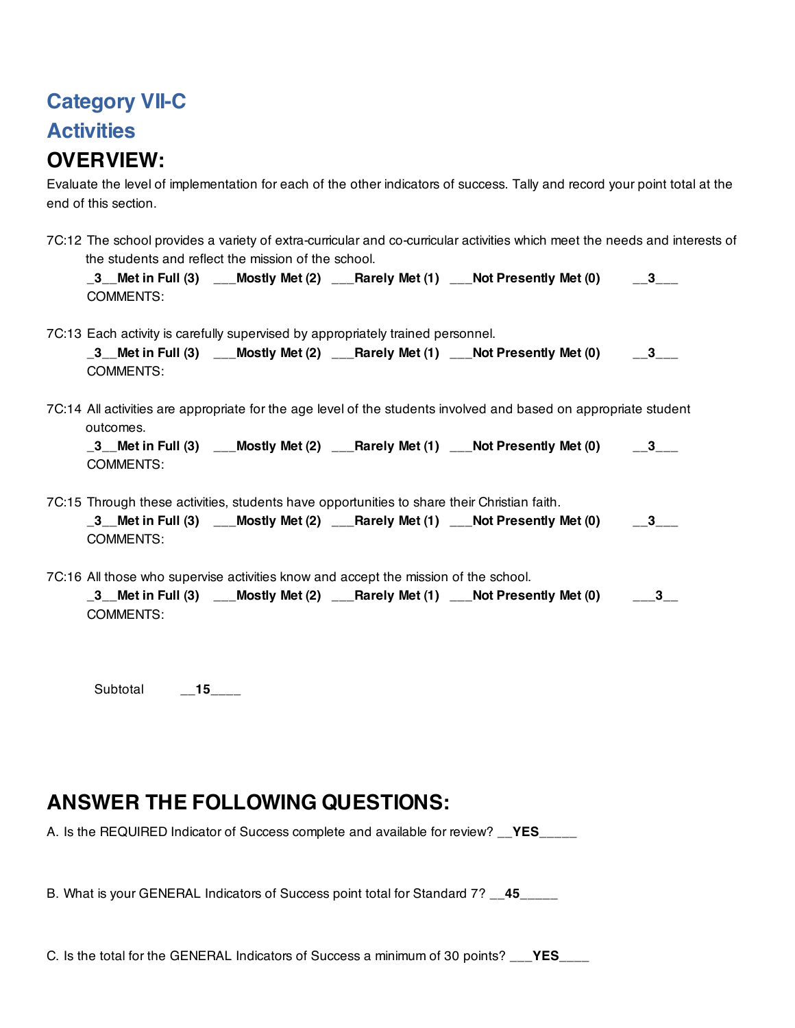# Category VII-C

# Activities

## OVERVIEW:

Evaluate the level of implementation for each of the other indicators of success. Tally and record your point total at the end of this section.

7C:12 The school provides a variety of extra-curricular and co-curricular activities which meet the needs and interests of the students and reflect the mission of the school.

**_3__Met in Full (3)   ___Mostly Met (2)   ___Rarely Met (1)   ___Not Presently Met (0)   __3___**

COMMENTS:

7C:13 Each activity is carefully supervised by appropriately trained personnel.

**_3__Met in Full (3)   ___Mostly Met (2)   ___Rarely Met (1)   ___Not Presently Met (0)   __3___**

COMMENTS:

7C:14 All activities are appropriate for the age level of the students involved and based on appropriate student outcomes.

**_3__Met in Full (3)   ___Mostly Met (2)   ___Rarely Met (1)   ___Not Presently Met (0)   __3___**

COMMENTS:

7C:15 Through these activities, students have opportunities to share their Christian faith.

**_3__Met in Full (3)   ___Mostly Met (2)   ___Rarely Met (1)   ___Not Presently Met (0)   __3___**

COMMENTS:

7C:16 All those who supervise activities know and accept the mission of the school.

**_3__Met in Full (3)   ___Mostly Met (2)   ___Rarely Met (1)   ___Not Presently Met (0)   ___3__**

COMMENTS:

Subtotal **__15____**

## ANSWER THE FOLLOWING QUESTIONS:

A. Is the REQUIRED Indicator of Success complete and available for review? __**YES**_____

B. What is your GENERAL Indicators of Success point total for Standard 7? __**45**_____

C. Is the total for the GENERAL Indicators of Success a minimum of 30 points? ___**YES**____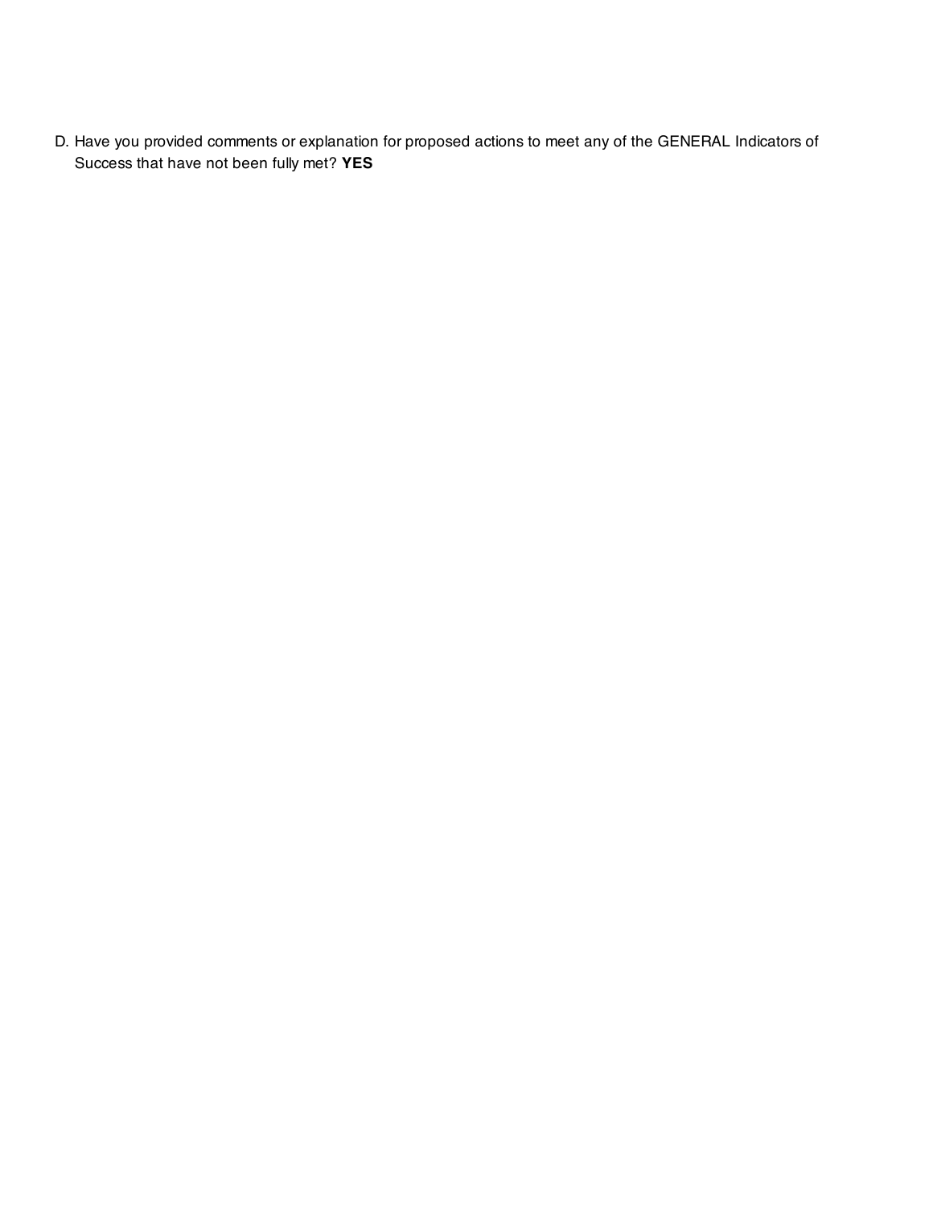D. Have you provided comments or explanation for proposed actions to meet any of the GENERAL Indicators of Success that have not been fully met? **YES**